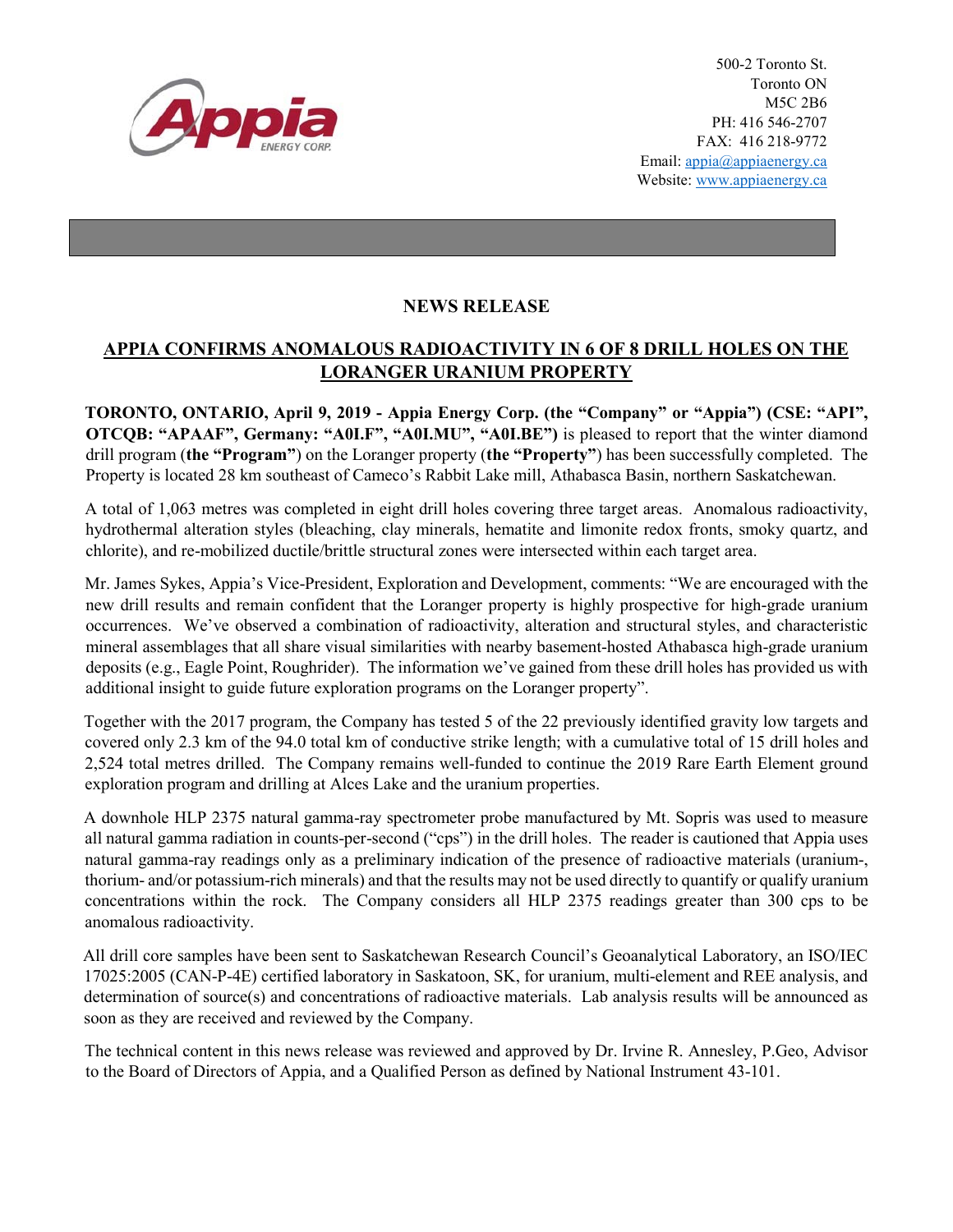500-2 Toronto St.
Toronto ON
M5C 2B6
PH: 416 546-2707
FAX: 416 218-9772
Email: appia@appiaenergy.ca
Website: www.appiaenergy.ca

## NEWS RELEASE

## APPIA CONFIRMS ANOMALOUS RADIOACTIVITY IN 6 OF 8 DRILL HOLES ON THE LORANGER URANIUM PROPERTY

**TORONTO, ONTARIO, April 9, 2019 - Appia Energy Corp. (the "Company" or "Appia") (CSE: "API", OTCQB: "APAAF", Germany: "A0I.F", "A0I.MU", "A0I.BE")** is pleased to report that the winter diamond drill program (**the "Program"**) on the Loranger property (**the "Property"**) has been successfully completed. The Property is located 28 km southeast of Cameco's Rabbit Lake mill, Athabasca Basin, northern Saskatchewan.

A total of 1,063 metres was completed in eight drill holes covering three target areas. Anomalous radioactivity, hydrothermal alteration styles (bleaching, clay minerals, hematite and limonite redox fronts, smoky quartz, and chlorite), and re-mobilized ductile/brittle structural zones were intersected within each target area.

Mr. James Sykes, Appia's Vice-President, Exploration and Development, comments: "We are encouraged with the new drill results and remain confident that the Loranger property is highly prospective for high-grade uranium occurrences. We've observed a combination of radioactivity, alteration and structural styles, and characteristic mineral assemblages that all share visual similarities with nearby basement-hosted Athabasca high-grade uranium deposits (e.g., Eagle Point, Roughrider). The information we've gained from these drill holes has provided us with additional insight to guide future exploration programs on the Loranger property".

Together with the 2017 program, the Company has tested 5 of the 22 previously identified gravity low targets and covered only 2.3 km of the 94.0 total km of conductive strike length; with a cumulative total of 15 drill holes and 2,524 total metres drilled. The Company remains well-funded to continue the 2019 Rare Earth Element ground exploration program and drilling at Alces Lake and the uranium properties.

A downhole HLP 2375 natural gamma-ray spectrometer probe manufactured by Mt. Sopris was used to measure all natural gamma radiation in counts-per-second ("cps") in the drill holes. The reader is cautioned that Appia uses natural gamma-ray readings only as a preliminary indication of the presence of radioactive materials (uranium-, thorium- and/or potassium-rich minerals) and that the results may not be used directly to quantify or qualify uranium concentrations within the rock. The Company considers all HLP 2375 readings greater than 300 cps to be anomalous radioactivity.

All drill core samples have been sent to Saskatchewan Research Council's Geoanalytical Laboratory, an ISO/IEC 17025:2005 (CAN-P-4E) certified laboratory in Saskatoon, SK, for uranium, multi-element and REE analysis, and determination of source(s) and concentrations of radioactive materials. Lab analysis results will be announced as soon as they are received and reviewed by the Company.

The technical content in this news release was reviewed and approved by Dr. Irvine R. Annesley, P.Geo, Advisor to the Board of Directors of Appia, and a Qualified Person as defined by National Instrument 43-101.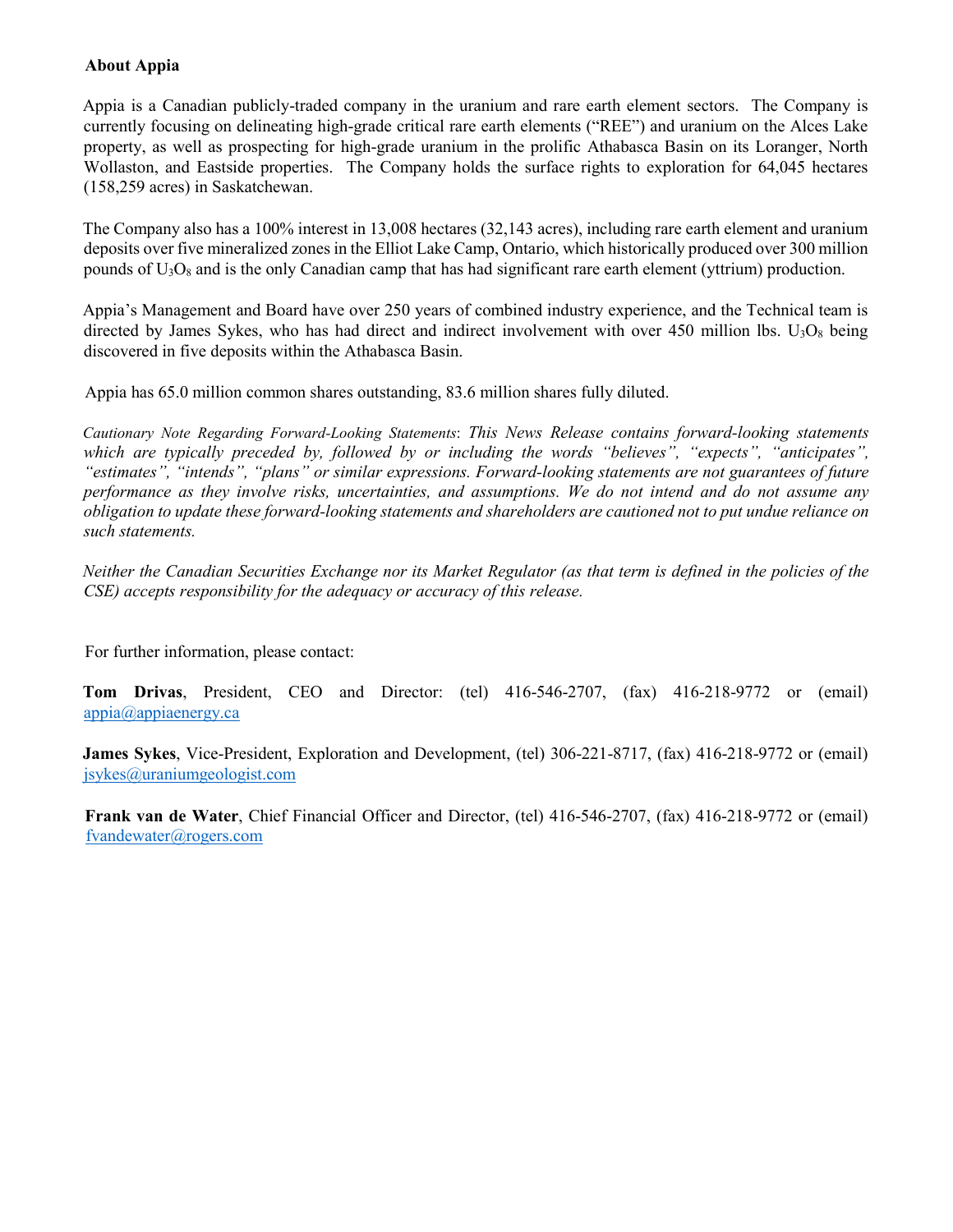**About Appia**

Appia is a Canadian publicly-traded company in the uranium and rare earth element sectors. The Company is currently focusing on delineating high-grade critical rare earth elements ("REE") and uranium on the Alces Lake property, as well as prospecting for high-grade uranium in the prolific Athabasca Basin on its Loranger, North Wollaston, and Eastside properties. The Company holds the surface rights to exploration for 64,045 hectares (158,259 acres) in Saskatchewan.

The Company also has a 100% interest in 13,008 hectares (32,143 acres), including rare earth element and uranium deposits over five mineralized zones in the Elliot Lake Camp, Ontario, which historically produced over 300 million pounds of $U_3O_8$ and is the only Canadian camp that has had significant rare earth element (yttrium) production.

Appia's Management and Board have over 250 years of combined industry experience, and the Technical team is directed by James Sykes, who has had direct and indirect involvement with over 450 million lbs. $U_3O_8$ being discovered in five deposits within the Athabasca Basin.

Appia has 65.0 million common shares outstanding, 83.6 million shares fully diluted.

*Cautionary Note Regarding Forward-Looking Statements: This News Release contains forward-looking statements which are typically preceded by, followed by or including the words "believes", "expects", "anticipates", "estimates", "intends", "plans" or similar expressions. Forward-looking statements are not guarantees of future performance as they involve risks, uncertainties, and assumptions. We do not intend and do not assume any obligation to update these forward-looking statements and shareholders are cautioned not to put undue reliance on such statements.*

*Neither the Canadian Securities Exchange nor its Market Regulator (as that term is defined in the policies of the CSE) accepts responsibility for the adequacy or accuracy of this release.*

For further information, please contact:

**Tom Drivas**, President, CEO and Director: (tel) 416-546-2707, (fax) 416-218-9772 or (email) appia@appiaenergy.ca

**James Sykes**, Vice-President, Exploration and Development, (tel) 306-221-8717, (fax) 416-218-9772 or (email) jsykes@uraniumgeologist.com

**Frank van de Water**, Chief Financial Officer and Director, (tel) 416-546-2707, (fax) 416-218-9772 or (email) fvandewater@rogers.com